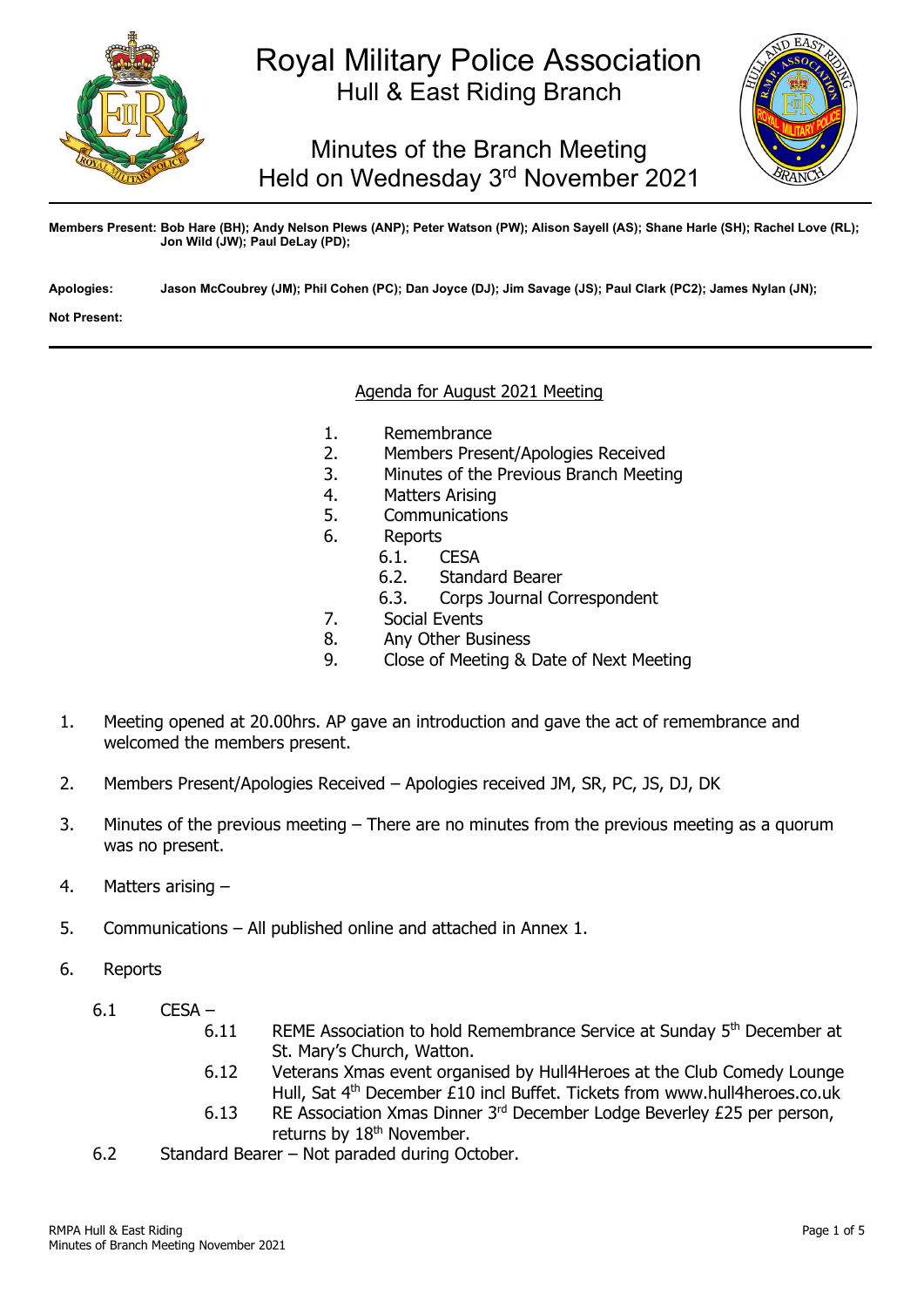# Royal Military Police Association

## Hull & East Riding Branch

## Minutes of the Branch Meeting Held on Wednesday 3rd November 2021

**Members Present:** **Bob Hare (BH); Andy Nelson Plews (ANP); Peter Watson (PW); Alison Sayell (AS); Shane Harle (SH); Rachel Love (RL); Jon Wild (JW); Paul DeLay (PD);**

**Apologies:** **Jason McCoubrey (JM); Phil Cohen (PC); Dan Joyce (DJ); Jim Savage (JS); Paul Clark (PC2); James Nylan (JN);**

**Not Present:**

---

Agenda for August 2021 Meeting

1. Remembrance
2. Members Present/Apologies Received
3. Minutes of the Previous Branch Meeting
4. Matters Arising
5. Communications
6. Reports
   - 6.1. CESA
   - 6.2. Standard Bearer
   - 6.3. Corps Journal Correspondent
7. Social Events
8. Any Other Business
9. Close of Meeting & Date of Next Meeting

1. Meeting opened at 20.00hrs. AP gave an introduction and gave the act of remembrance and welcomed the members present.

2. Members Present/Apologies Received – Apologies received JM, SR, PC, JS, DJ, DK

3. Minutes of the previous meeting – There are no minutes from the previous meeting as a quorum was no present.

4. Matters arising –

5. Communications – All published online and attached in Annex 1.

6. Reports

   6.1 CESA –

   - 6.11 REME Association to hold Remembrance Service at Sunday 5th December at St. Mary's Church, Watton.
   - 6.12 Veterans Xmas event organised by Hull4Heroes at the Club Comedy Lounge Hull, Sat 4th December £10 incl Buffet. Tickets from www.hull4heroes.co.uk
   - 6.13 RE Association Xmas Dinner 3rd December Lodge Beverley £25 per person, returns by 18th November.

   6.2 Standard Bearer – Not paraded during October.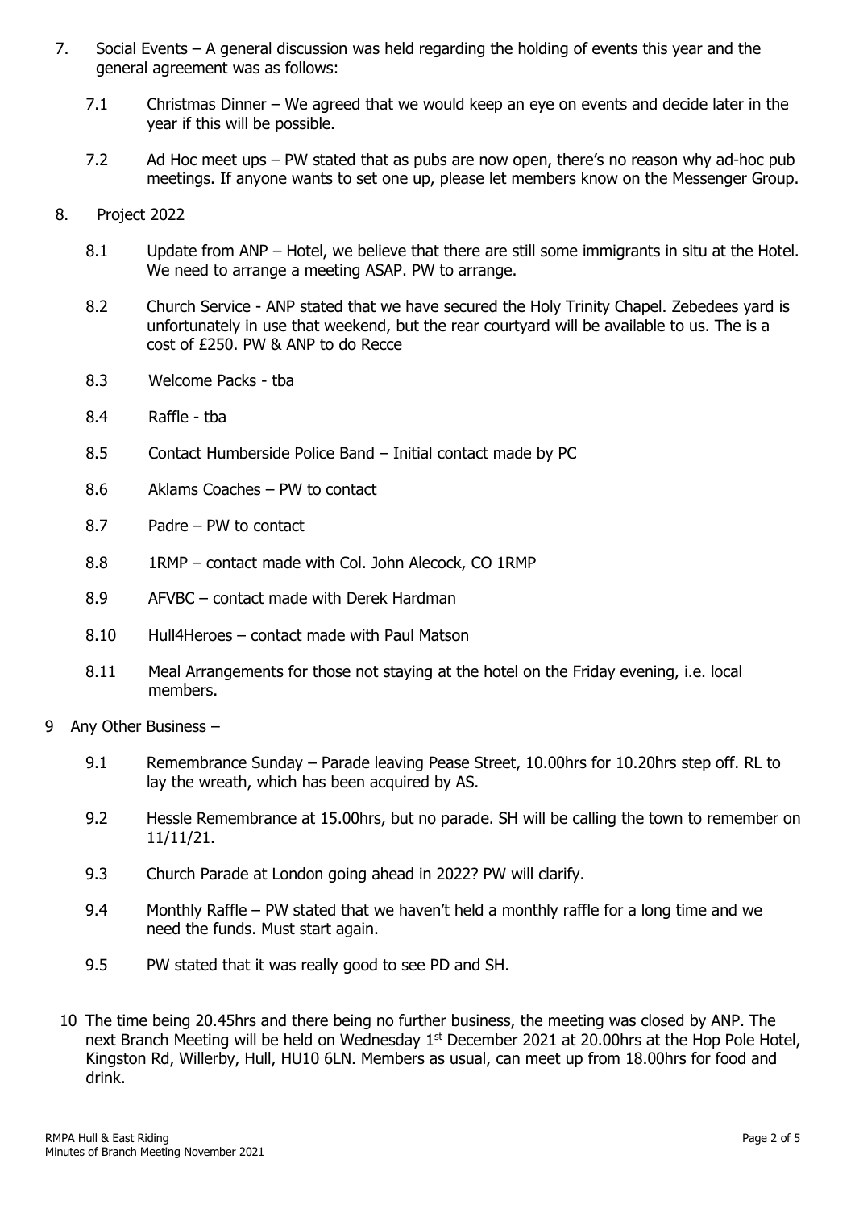7. Social Events – A general discussion was held regarding the holding of events this year and the general agreement was as follows:

   7.1 Christmas Dinner – We agreed that we would keep an eye on events and decide later in the year if this will be possible.

   7.2 Ad Hoc meet ups – PW stated that as pubs are now open, there's no reason why ad-hoc pub meetings. If anyone wants to set one up, please let members know on the Messenger Group.

8. Project 2022

   8.1 Update from ANP – Hotel, we believe that there are still some immigrants in situ at the Hotel. We need to arrange a meeting ASAP. PW to arrange.

   8.2 Church Service - ANP stated that we have secured the Holy Trinity Chapel. Zebedees yard is unfortunately in use that weekend, but the rear courtyard will be available to us. The is a cost of £250. PW & ANP to do Recce

   8.3 Welcome Packs - tba

   8.4 Raffle - tba

   8.5 Contact Humberside Police Band – Initial contact made by PC

   8.6 Aklams Coaches – PW to contact

   8.7 Padre – PW to contact

   8.8 1RMP – contact made with Col. John Alecock, CO 1RMP

   8.9 AFVBC – contact made with Derek Hardman

   8.10 Hull4Heroes – contact made with Paul Matson

   8.11 Meal Arrangements for those not staying at the hotel on the Friday evening, i.e. local members.

9 Any Other Business –

   9.1 Remembrance Sunday – Parade leaving Pease Street, 10.00hrs for 10.20hrs step off. RL to lay the wreath, which has been acquired by AS.

   9.2 Hessle Remembrance at 15.00hrs, but no parade. SH will be calling the town to remember on 11/11/21.

   9.3 Church Parade at London going ahead in 2022? PW will clarify.

   9.4 Monthly Raffle – PW stated that we haven't held a monthly raffle for a long time and we need the funds. Must start again.

   9.5 PW stated that it was really good to see PD and SH.

10 The time being 20.45hrs and there being no further business, the meeting was closed by ANP. The next Branch Meeting will be held on Wednesday 1st December 2021 at 20.00hrs at the Hop Pole Hotel, Kingston Rd, Willerby, Hull, HU10 6LN. Members as usual, can meet up from 18.00hrs for food and drink.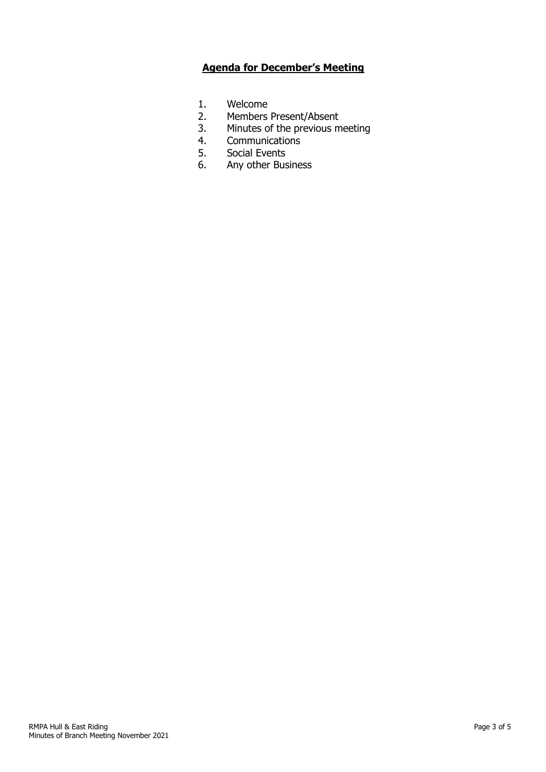## **Agenda for December's Meeting**

1. Welcome
2. Members Present/Absent
3. Minutes of the previous meeting
4. Communications
5. Social Events
6. Any other Business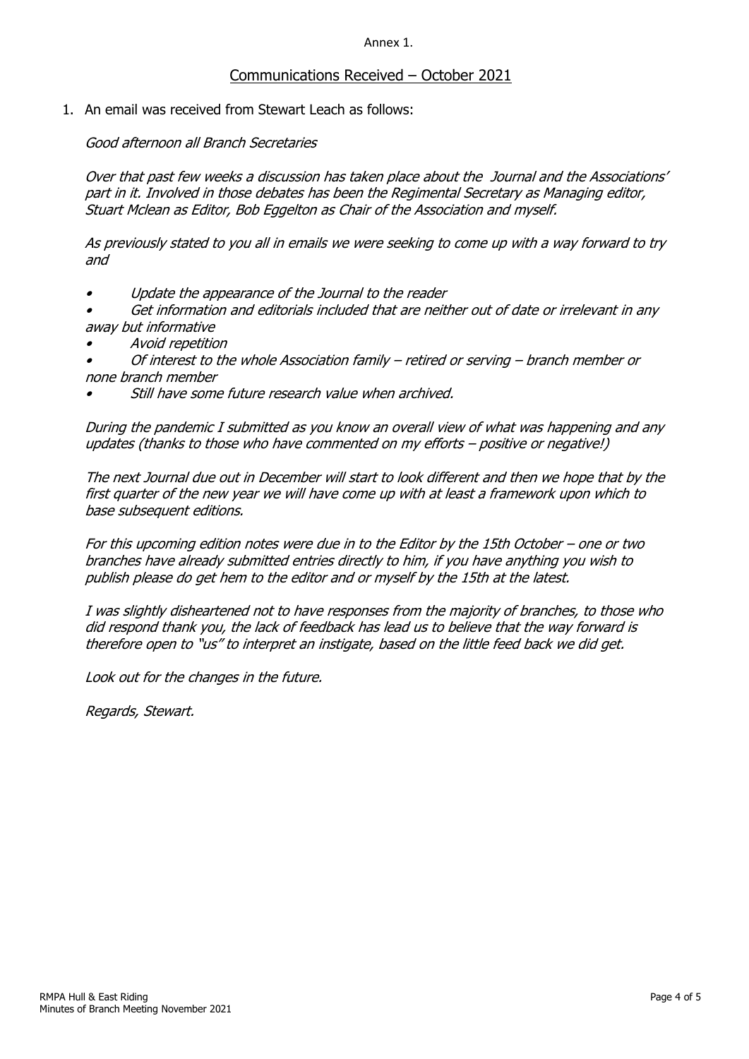Annex 1.

## Communications Received – October 2021

1. An email was received from Stewart Leach as follows:

   *Good afternoon all Branch Secretaries*

   *Over that past few weeks a discussion has taken place about the Journal and the Associations' part in it. Involved in those debates has been the Regimental Secretary as Managing editor, Stuart Mclean as Editor, Bob Eggelton as Chair of the Association and myself.*

   *As previously stated to you all in emails we were seeking to come up with a way forward to try and*

   - *Update the appearance of the Journal to the reader*
   - *Get information and editorials included that are neither out of date or irrelevant in any away but informative*
   - *Avoid repetition*
   - *Of interest to the whole Association family – retired or serving – branch member or none branch member*
   - *Still have some future research value when archived.*

   *During the pandemic I submitted as you know an overall view of what was happening and any updates (thanks to those who have commented on my efforts – positive or negative!)*

   *The next Journal due out in December will start to look different and then we hope that by the first quarter of the new year we will have come up with at least a framework upon which to base subsequent editions.*

   *For this upcoming edition notes were due in to the Editor by the 15th October – one or two branches have already submitted entries directly to him, if you have anything you wish to publish please do get hem to the editor and or myself by the 15th at the latest.*

   *I was slightly disheartened not to have responses from the majority of branches, to those who did respond thank you, the lack of feedback has lead us to believe that the way forward is therefore open to "us" to interpret an instigate, based on the little feed back we did get.*

   *Look out for the changes in the future.*

   *Regards, Stewart.*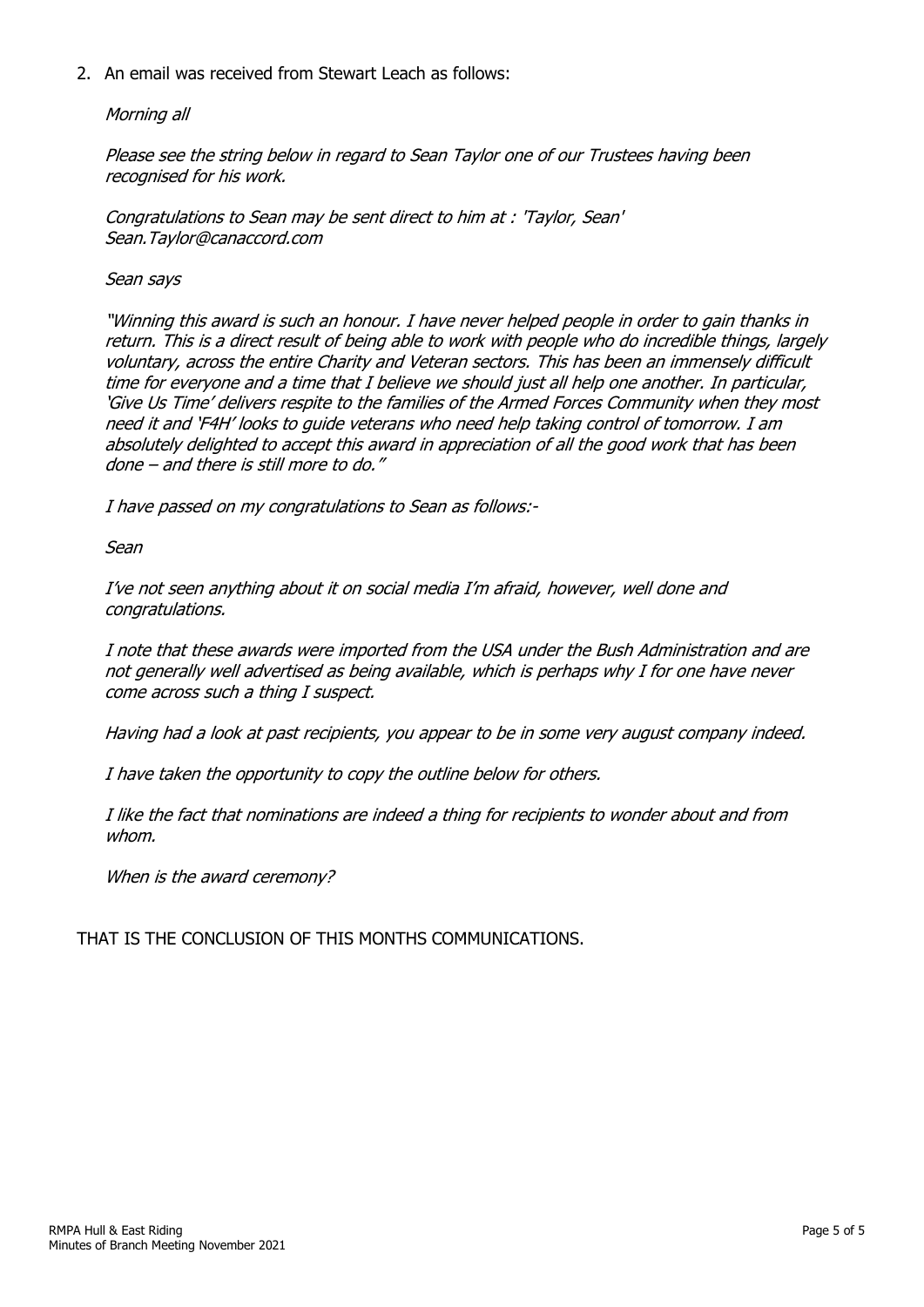2. An email was received from Stewart Leach as follows:

   *Morning all*

   *Please see the string below in regard to Sean Taylor one of our Trustees having been recognised for his work.*

   *Congratulations to Sean may be sent direct to him at : 'Taylor, Sean' Sean.Taylor@canaccord.com*

   *Sean says*

   *"Winning this award is such an honour. I have never helped people in order to gain thanks in return. This is a direct result of being able to work with people who do incredible things, largely voluntary, across the entire Charity and Veteran sectors. This has been an immensely difficult time for everyone and a time that I believe we should just all help one another. In particular, 'Give Us Time' delivers respite to the families of the Armed Forces Community when they most need it and 'F4H' looks to guide veterans who need help taking control of tomorrow. I am absolutely delighted to accept this award in appreciation of all the good work that has been done – and there is still more to do."*

   *I have passed on my congratulations to Sean as follows:-*

   *Sean*

   *I've not seen anything about it on social media I'm afraid, however, well done and congratulations.*

   *I note that these awards were imported from the USA under the Bush Administration and are not generally well advertised as being available, which is perhaps why I for one have never come across such a thing I suspect.*

   *Having had a look at past recipients, you appear to be in some very august company indeed.*

   *I have taken the opportunity to copy the outline below for others.*

   *I like the fact that nominations are indeed a thing for recipients to wonder about and from whom.*

   *When is the award ceremony?*

THAT IS THE CONCLUSION OF THIS MONTHS COMMUNICATIONS.